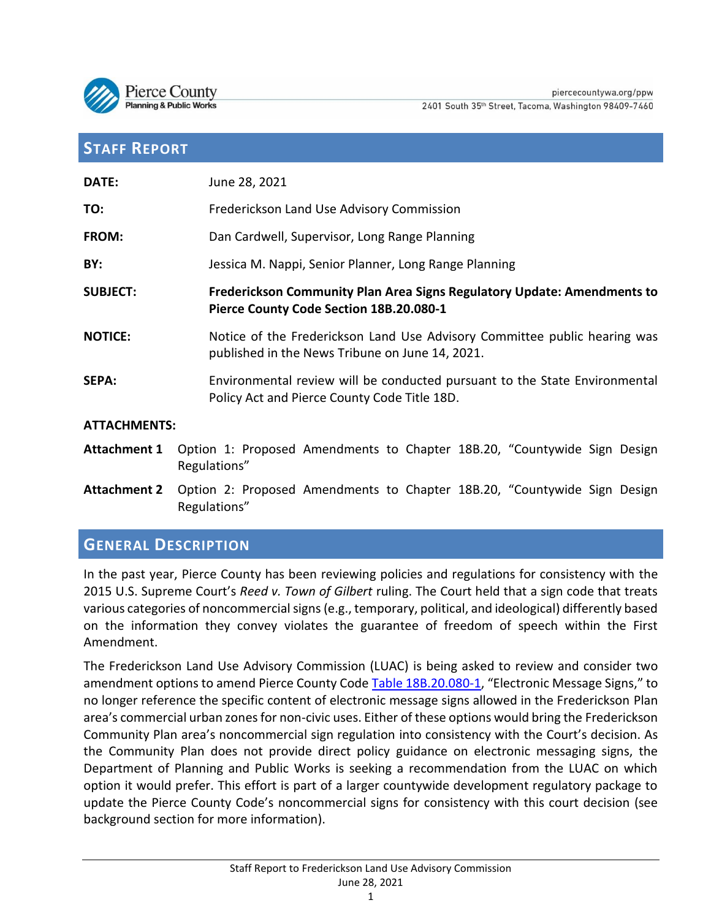Pierce County
Planning & Public Works

piercecountywa.org/ppw
2401 South 35th Street, Tacoma, Washington 98409-7460

## STAFF REPORT

**DATE:** June 28, 2021

**TO:** Frederickson Land Use Advisory Commission

**FROM:** Dan Cardwell, Supervisor, Long Range Planning

**BY:** Jessica M. Nappi, Senior Planner, Long Range Planning

**SUBJECT:** **Frederickson Community Plan Area Signs Regulatory Update: Amendments to Pierce County Code Section 18B.20.080-1**

**NOTICE:** Notice of the Frederickson Land Use Advisory Committee public hearing was published in the News Tribune on June 14, 2021.

**SEPA:** Environmental review will be conducted pursuant to the State Environmental Policy Act and Pierce County Code Title 18D.

**ATTACHMENTS:**

**Attachment 1** Option 1: Proposed Amendments to Chapter 18B.20, "Countywide Sign Design Regulations"

**Attachment 2** Option 2: Proposed Amendments to Chapter 18B.20, "Countywide Sign Design Regulations"

## GENERAL DESCRIPTION

In the past year, Pierce County has been reviewing policies and regulations for consistency with the 2015 U.S. Supreme Court's *Reed v. Town of Gilbert* ruling. The Court held that a sign code that treats various categories of noncommercial signs (e.g., temporary, political, and ideological) differently based on the information they convey violates the guarantee of freedom of speech within the First Amendment.

The Frederickson Land Use Advisory Commission (LUAC) is being asked to review and consider two amendment options to amend Pierce County Code Table 18B.20.080-1, "Electronic Message Signs," to no longer reference the specific content of electronic message signs allowed in the Frederickson Plan area's commercial urban zones for non-civic uses. Either of these options would bring the Frederickson Community Plan area's noncommercial sign regulation into consistency with the Court's decision. As the Community Plan does not provide direct policy guidance on electronic messaging signs, the Department of Planning and Public Works is seeking a recommendation from the LUAC on which option it would prefer. This effort is part of a larger countywide development regulatory package to update the Pierce County Code's noncommercial signs for consistency with this court decision (see background section for more information).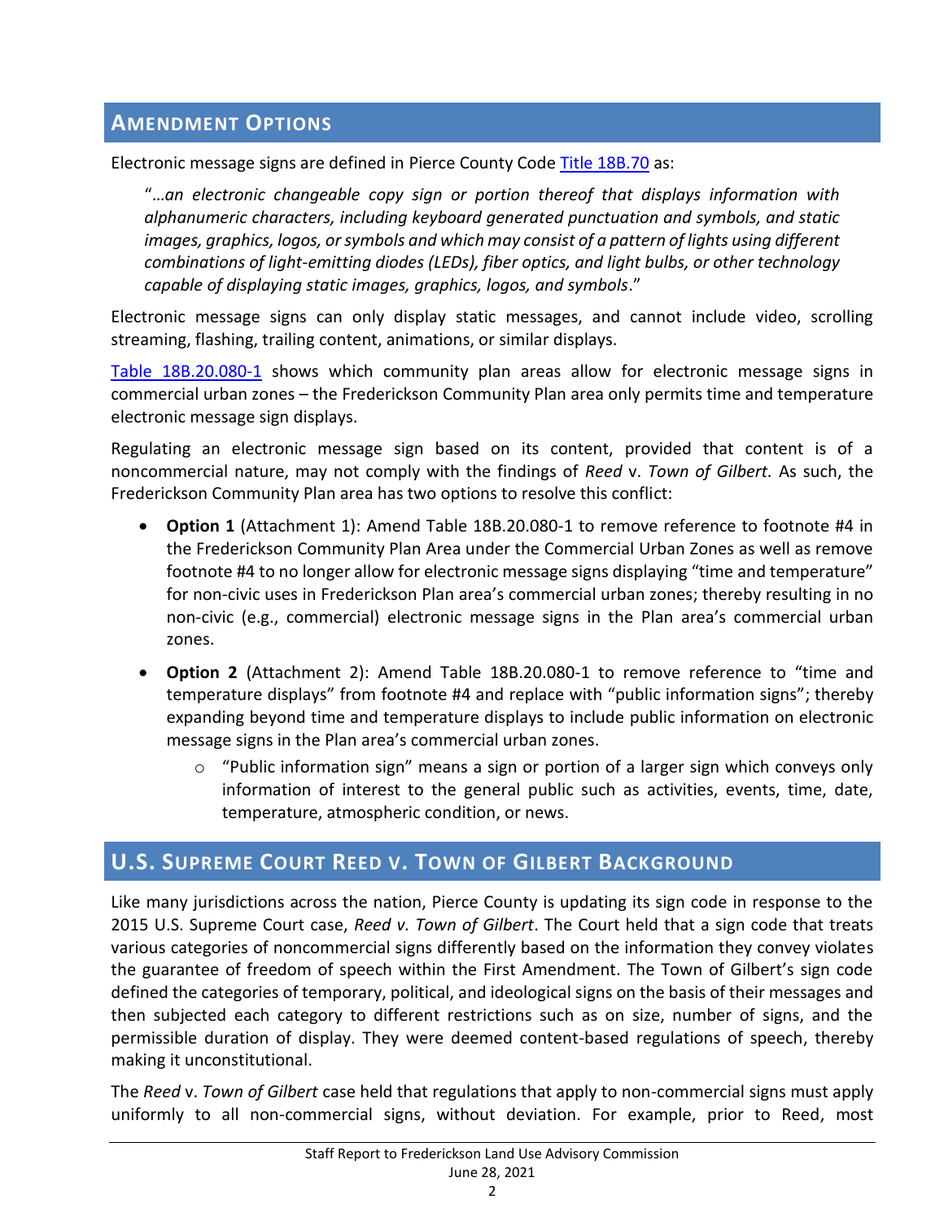## AMENDMENT OPTIONS

Electronic message signs are defined in Pierce County Code [Title 18B.70](#) as:

> "…*an electronic changeable copy sign or portion thereof that displays information with alphanumeric characters, including keyboard generated punctuation and symbols, and static images, graphics, logos, or symbols and which may consist of a pattern of lights using different combinations of light-emitting diodes (LEDs), fiber optics, and light bulbs, or other technology capable of displaying static images, graphics, logos, and symbols*."

Electronic message signs can only display static messages, and cannot include video, scrolling streaming, flashing, trailing content, animations, or similar displays.

[Table 18B.20.080-1](#) shows which community plan areas allow for electronic message signs in commercial urban zones – the Frederickson Community Plan area only permits time and temperature electronic message sign displays.

Regulating an electronic message sign based on its content, provided that content is of a noncommercial nature, may not comply with the findings of *Reed* v. *Town of Gilbert.* As such, the Frederickson Community Plan area has two options to resolve this conflict:

- **Option 1** (Attachment 1): Amend Table 18B.20.080-1 to remove reference to footnote #4 in the Frederickson Community Plan Area under the Commercial Urban Zones as well as remove footnote #4 to no longer allow for electronic message signs displaying "time and temperature" for non-civic uses in Frederickson Plan area's commercial urban zones; thereby resulting in no non-civic (e.g., commercial) electronic message signs in the Plan area's commercial urban zones.
- **Option 2** (Attachment 2): Amend Table 18B.20.080-1 to remove reference to "time and temperature displays" from footnote #4 and replace with "public information signs"; thereby expanding beyond time and temperature displays to include public information on electronic message signs in the Plan area's commercial urban zones.
  - "Public information sign" means a sign or portion of a larger sign which conveys only information of interest to the general public such as activities, events, time, date, temperature, atmospheric condition, or news.

## U.S. SUPREME COURT REED V. TOWN OF GILBERT BACKGROUND

Like many jurisdictions across the nation, Pierce County is updating its sign code in response to the 2015 U.S. Supreme Court case, *Reed v. Town of Gilbert*. The Court held that a sign code that treats various categories of noncommercial signs differently based on the information they convey violates the guarantee of freedom of speech within the First Amendment. The Town of Gilbert's sign code defined the categories of temporary, political, and ideological signs on the basis of their messages and then subjected each category to different restrictions such as on size, number of signs, and the permissible duration of display. They were deemed content-based regulations of speech, thereby making it unconstitutional.

The *Reed* v. *Town of Gilbert* case held that regulations that apply to non-commercial signs must apply uniformly to all non-commercial signs, without deviation. For example, prior to Reed, most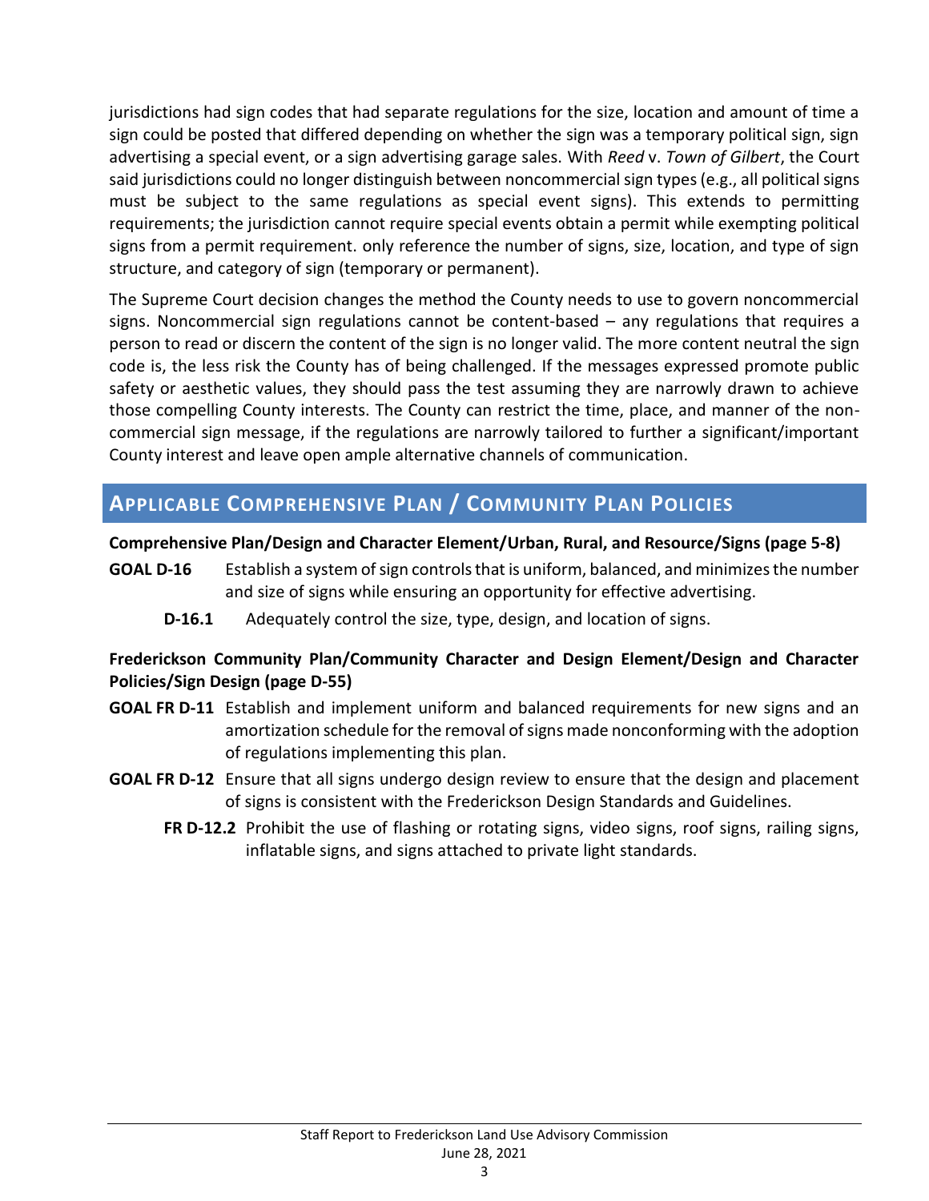jurisdictions had sign codes that had separate regulations for the size, location and amount of time a sign could be posted that differed depending on whether the sign was a temporary political sign, sign advertising a special event, or a sign advertising garage sales. With *Reed* v. *Town of Gilbert*, the Court said jurisdictions could no longer distinguish between noncommercial sign types (e.g., all political signs must be subject to the same regulations as special event signs). This extends to permitting requirements; the jurisdiction cannot require special events obtain a permit while exempting political signs from a permit requirement. only reference the number of signs, size, location, and type of sign structure, and category of sign (temporary or permanent).

The Supreme Court decision changes the method the County needs to use to govern noncommercial signs. Noncommercial sign regulations cannot be content-based – any regulations that requires a person to read or discern the content of the sign is no longer valid. The more content neutral the sign code is, the less risk the County has of being challenged. If the messages expressed promote public safety or aesthetic values, they should pass the test assuming they are narrowly drawn to achieve those compelling County interests. The County can restrict the time, place, and manner of the non-commercial sign message, if the regulations are narrowly tailored to further a significant/important County interest and leave open ample alternative channels of communication.

## APPLICABLE COMPREHENSIVE PLAN / COMMUNITY PLAN POLICIES

**Comprehensive Plan/Design and Character Element/Urban, Rural, and Resource/Signs (page 5-8)**

**GOAL D-16** Establish a system of sign controls that is uniform, balanced, and minimizes the number and size of signs while ensuring an opportunity for effective advertising.

- **D-16.1** Adequately control the size, type, design, and location of signs.

**Frederickson Community Plan/Community Character and Design Element/Design and Character Policies/Sign Design (page D-55)**

**GOAL FR D-11** Establish and implement uniform and balanced requirements for new signs and an amortization schedule for the removal of signs made nonconforming with the adoption of regulations implementing this plan.

**GOAL FR D-12** Ensure that all signs undergo design review to ensure that the design and placement of signs is consistent with the Frederickson Design Standards and Guidelines.

- **FR D-12.2** Prohibit the use of flashing or rotating signs, video signs, roof signs, railing signs, inflatable signs, and signs attached to private light standards.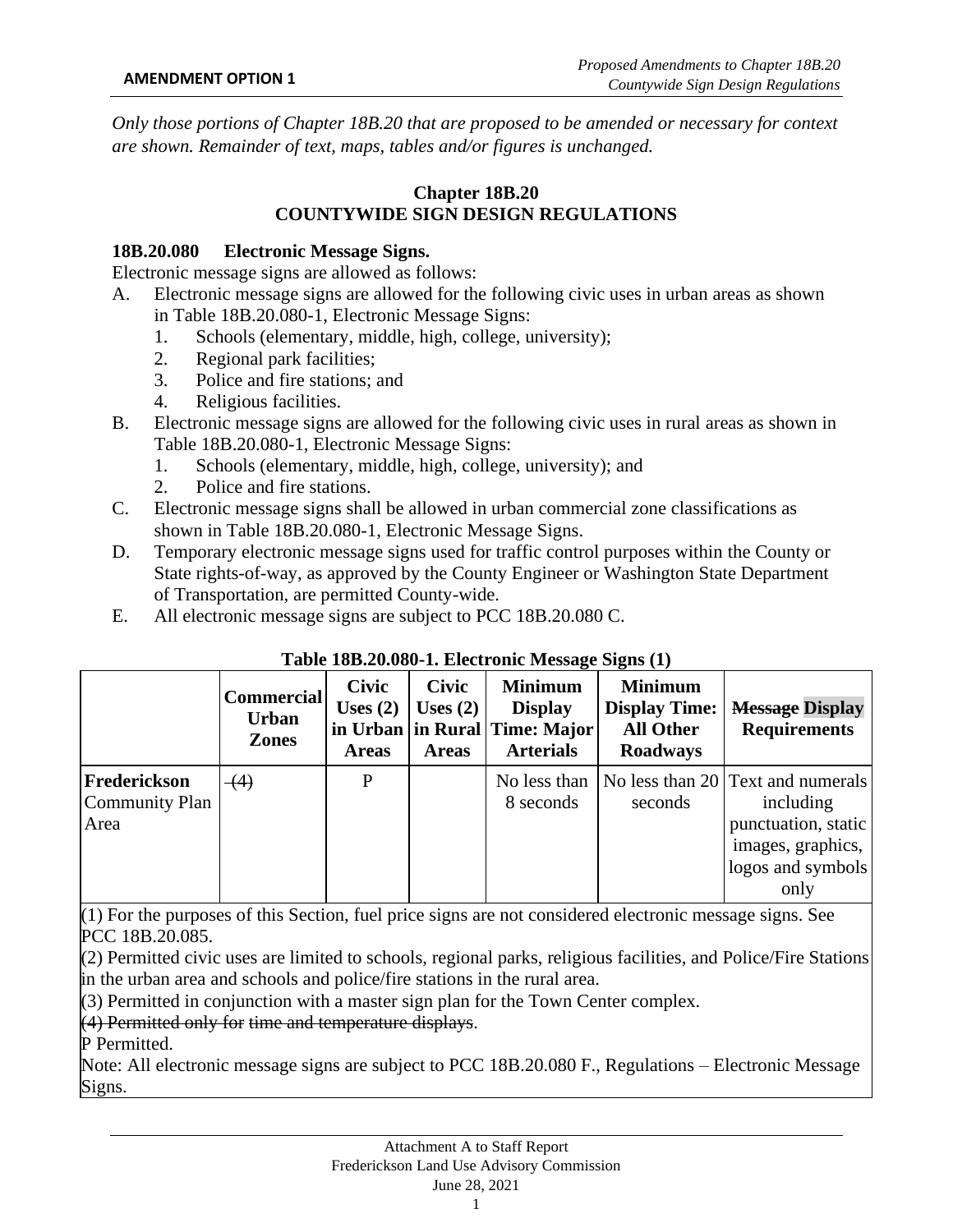**AMENDMENT OPTION 1**

*Proposed Amendments to Chapter 18B.20 Countywide Sign Design Regulations*

*Only those portions of Chapter 18B.20 that are proposed to be amended or necessary for context are shown. Remainder of text, maps, tables and/or figures is unchanged.*

## Chapter 18B.20
## COUNTYWIDE SIGN DESIGN REGULATIONS

### 18B.20.080 Electronic Message Signs.

Electronic message signs are allowed as follows:

A. Electronic message signs are allowed for the following civic uses in urban areas as shown in Table 18B.20.080-1, Electronic Message Signs:
   1. Schools (elementary, middle, high, college, university);
   2. Regional park facilities;
   3. Police and fire stations; and
   4. Religious facilities.

B. Electronic message signs are allowed for the following civic uses in rural areas as shown in Table 18B.20.080-1, Electronic Message Signs:
   1. Schools (elementary, middle, high, college, university); and
   2. Police and fire stations.

C. Electronic message signs shall be allowed in urban commercial zone classifications as shown in Table 18B.20.080-1, Electronic Message Signs.

D. Temporary electronic message signs used for traffic control purposes within the County or State rights-of-way, as approved by the County Engineer or Washington State Department of Transportation, are permitted County-wide.

E. All electronic message signs are subject to PCC 18B.20.080 C.

**Table 18B.20.080-1. Electronic Message Signs (1)**

| | Commercial Urban Zones | Civic Uses (2) in Urban Areas | Civic Uses (2) in Rural Areas | Minimum Display Time: Major Arterials | Minimum Display Time: All Other Roadways | ~~Message~~ Display Requirements |
|---|---|---|---|---|---|---|
| **Frederickson** Community Plan Area | ~~(4)~~ | P | | No less than 8 seconds | No less than 20 seconds | Text and numerals including punctuation, static images, graphics, logos and symbols only |

(1) For the purposes of this Section, fuel price signs are not considered electronic message signs. See PCC 18B.20.085.

(2) Permitted civic uses are limited to schools, regional parks, religious facilities, and Police/Fire Stations in the urban area and schools and police/fire stations in the rural area.

(3) Permitted in conjunction with a master sign plan for the Town Center complex.

~~(4) Permitted only for time and temperature displays~~.

P Permitted.

Note: All electronic message signs are subject to PCC 18B.20.080 F., Regulations – Electronic Message Signs.

Attachment A to Staff Report
Frederickson Land Use Advisory Commission
June 28, 2021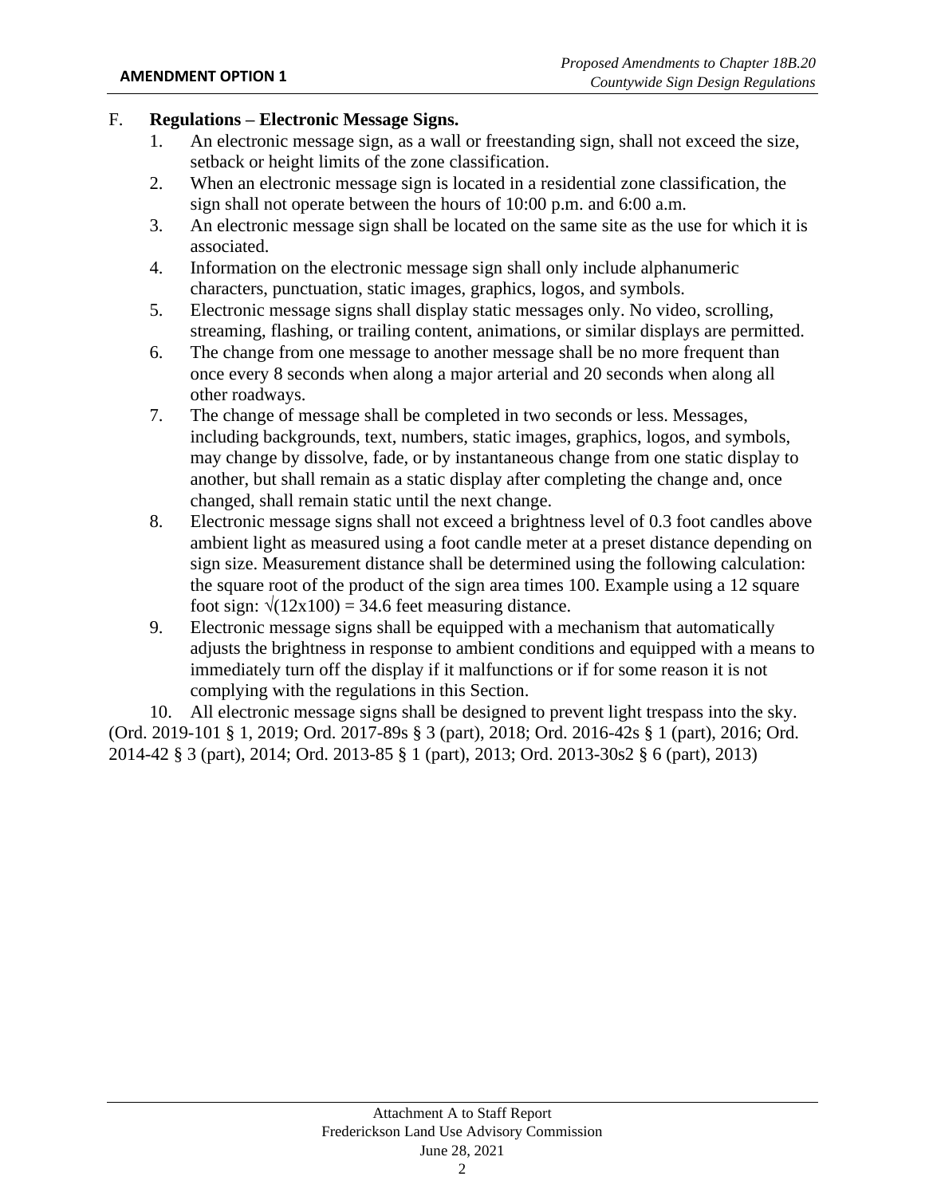F. **Regulations – Electronic Message Signs.**

1. An electronic message sign, as a wall or freestanding sign, shall not exceed the size, setback or height limits of the zone classification.
2. When an electronic message sign is located in a residential zone classification, the sign shall not operate between the hours of 10:00 p.m. and 6:00 a.m.
3. An electronic message sign shall be located on the same site as the use for which it is associated.
4. Information on the electronic message sign shall only include alphanumeric characters, punctuation, static images, graphics, logos, and symbols.
5. Electronic message signs shall display static messages only. No video, scrolling, streaming, flashing, or trailing content, animations, or similar displays are permitted.
6. The change from one message to another message shall be no more frequent than once every 8 seconds when along a major arterial and 20 seconds when along all other roadways.
7. The change of message shall be completed in two seconds or less. Messages, including backgrounds, text, numbers, static images, graphics, logos, and symbols, may change by dissolve, fade, or by instantaneous change from one static display to another, but shall remain as a static display after completing the change and, once changed, shall remain static until the next change.
8. Electronic message signs shall not exceed a brightness level of 0.3 foot candles above ambient light as measured using a foot candle meter at a preset distance depending on sign size. Measurement distance shall be determined using the following calculation: the square root of the product of the sign area times 100. Example using a 12 square foot sign: $\sqrt{(12x100)} = 34.6$ feet measuring distance.
9. Electronic message signs shall be equipped with a mechanism that automatically adjusts the brightness in response to ambient conditions and equipped with a means to immediately turn off the display if it malfunctions or if for some reason it is not complying with the regulations in this Section.
10. All electronic message signs shall be designed to prevent light trespass into the sky.

(Ord. 2019-101 § 1, 2019; Ord. 2017-89s § 3 (part), 2018; Ord. 2016-42s § 1 (part), 2016; Ord. 2014-42 § 3 (part), 2014; Ord. 2013-85 § 1 (part), 2013; Ord. 2013-30s2 § 6 (part), 2013)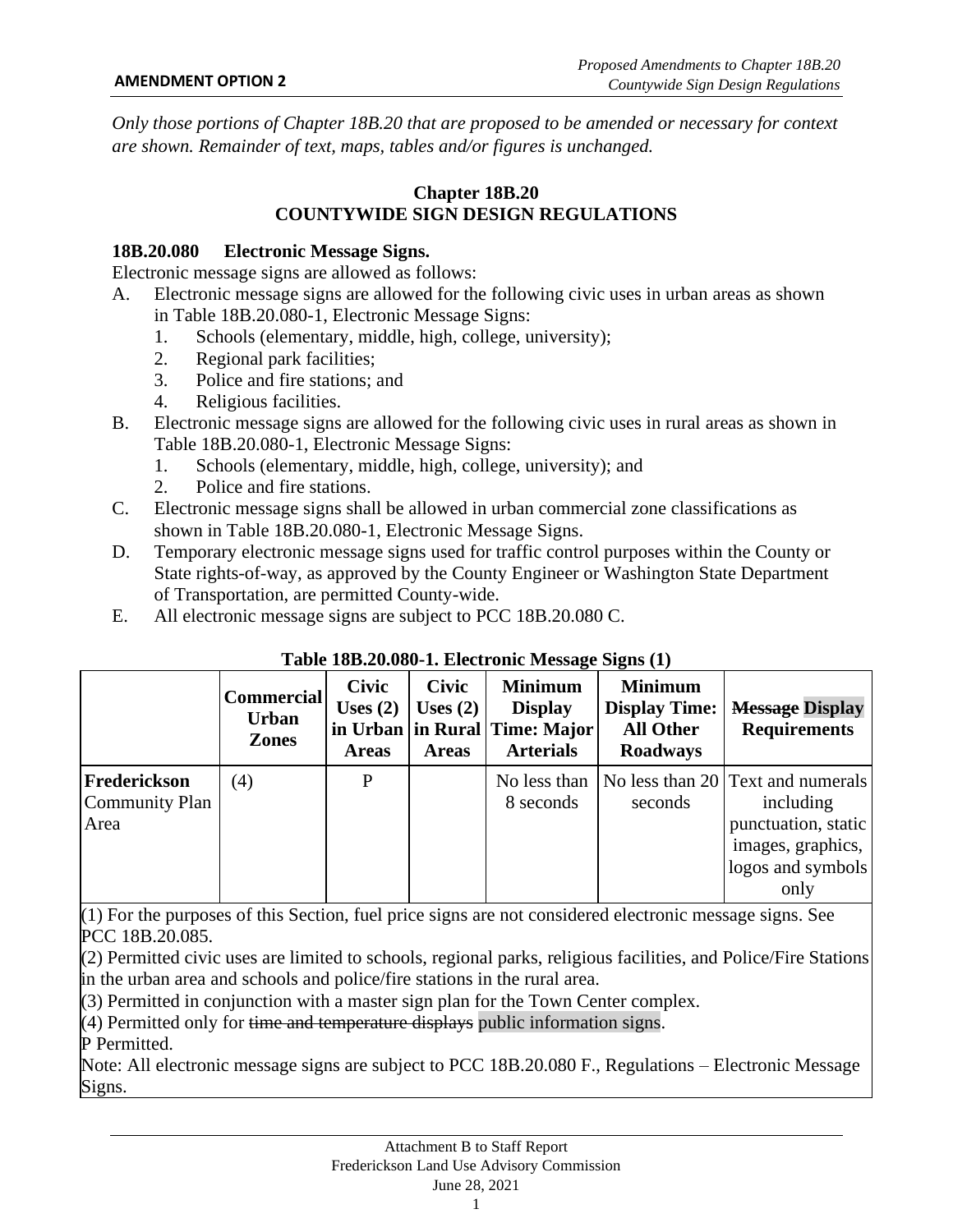**AMENDMENT OPTION 2**

*Only those portions of Chapter 18B.20 that are proposed to be amended or necessary for context are shown. Remainder of text, maps, tables and/or figures is unchanged.*

## Chapter 18B.20
## COUNTYWIDE SIGN DESIGN REGULATIONS

### 18B.20.080 Electronic Message Signs.

Electronic message signs are allowed as follows:

A. Electronic message signs are allowed for the following civic uses in urban areas as shown in Table 18B.20.080-1, Electronic Message Signs:
   1. Schools (elementary, middle, high, college, university);
   2. Regional park facilities;
   3. Police and fire stations; and
   4. Religious facilities.

B. Electronic message signs are allowed for the following civic uses in rural areas as shown in Table 18B.20.080-1, Electronic Message Signs:
   1. Schools (elementary, middle, high, college, university); and
   2. Police and fire stations.

C. Electronic message signs shall be allowed in urban commercial zone classifications as shown in Table 18B.20.080-1, Electronic Message Signs.

D. Temporary electronic message signs used for traffic control purposes within the County or State rights-of-way, as approved by the County Engineer or Washington State Department of Transportation, are permitted County-wide.

E. All electronic message signs are subject to PCC 18B.20.080 C.

**Table 18B.20.080-1. Electronic Message Signs (1)**

| | Commercial Urban Zones | Civic Uses (2) in Urban Areas | Civic Uses (2) in Rural Areas | Minimum Display Time: Major Arterials | Minimum Display Time: All Other Roadways | ~~Message~~ Display Requirements |
|---|---|---|---|---|---|---|
| **Fredrickson** Community Plan Area | (4) | P | | No less than 8 seconds | No less than 20 seconds | Text and numerals including punctuation, static images, graphics, logos and symbols only |

(1) For the purposes of this Section, fuel price signs are not considered electronic message signs. See PCC 18B.20.085.

(2) Permitted civic uses are limited to schools, regional parks, religious facilities, and Police/Fire Stations in the urban area and schools and police/fire stations in the rural area.

(3) Permitted in conjunction with a master sign plan for the Town Center complex.

(4) Permitted only for ~~time and temperature displays~~ public information signs.

P Permitted.

Note: All electronic message signs are subject to PCC 18B.20.080 F., Regulations – Electronic Message Signs.

Attachment B to Staff Report
Frederickson Land Use Advisory Commission
June 28, 2021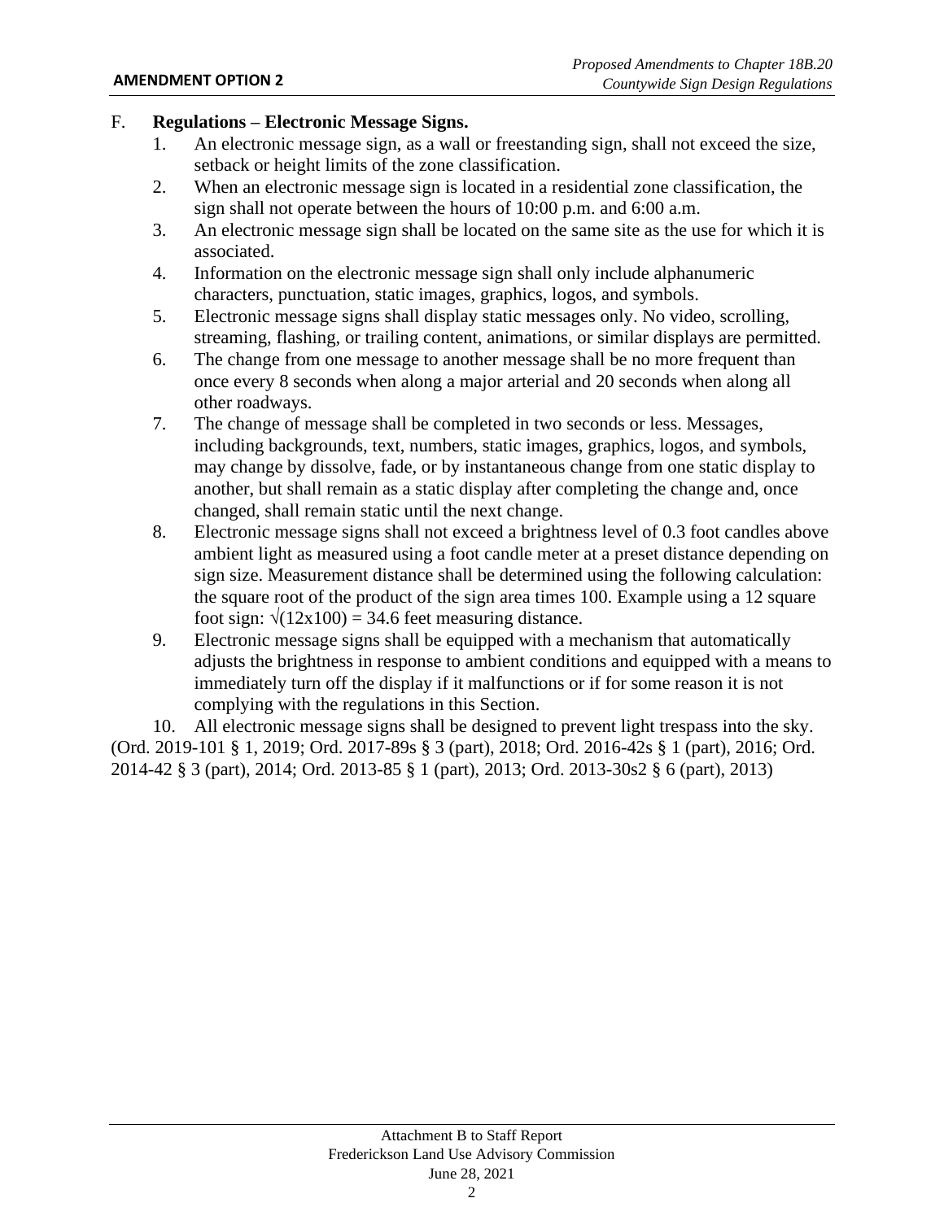F. **Regulations – Electronic Message Signs.**

1. An electronic message sign, as a wall or freestanding sign, shall not exceed the size, setback or height limits of the zone classification.
2. When an electronic message sign is located in a residential zone classification, the sign shall not operate between the hours of 10:00 p.m. and 6:00 a.m.
3. An electronic message sign shall be located on the same site as the use for which it is associated.
4. Information on the electronic message sign shall only include alphanumeric characters, punctuation, static images, graphics, logos, and symbols.
5. Electronic message signs shall display static messages only. No video, scrolling, streaming, flashing, or trailing content, animations, or similar displays are permitted.
6. The change from one message to another message shall be no more frequent than once every 8 seconds when along a major arterial and 20 seconds when along all other roadways.
7. The change of message shall be completed in two seconds or less. Messages, including backgrounds, text, numbers, static images, graphics, logos, and symbols, may change by dissolve, fade, or by instantaneous change from one static display to another, but shall remain as a static display after completing the change and, once changed, shall remain static until the next change.
8. Electronic message signs shall not exceed a brightness level of 0.3 foot candles above ambient light as measured using a foot candle meter at a preset distance depending on sign size. Measurement distance shall be determined using the following calculation: the square root of the product of the sign area times 100. Example using a 12 square foot sign: $\sqrt{(12 \times 100)} = 34.6$ feet measuring distance.
9. Electronic message signs shall be equipped with a mechanism that automatically adjusts the brightness in response to ambient conditions and equipped with a means to immediately turn off the display if it malfunctions or if for some reason it is not complying with the regulations in this Section.
10. All electronic message signs shall be designed to prevent light trespass into the sky.

(Ord. 2019-101 § 1, 2019; Ord. 2017-89s § 3 (part), 2018; Ord. 2016-42s § 1 (part), 2016; Ord. 2014-42 § 3 (part), 2014; Ord. 2013-85 § 1 (part), 2013; Ord. 2013-30s2 § 6 (part), 2013)